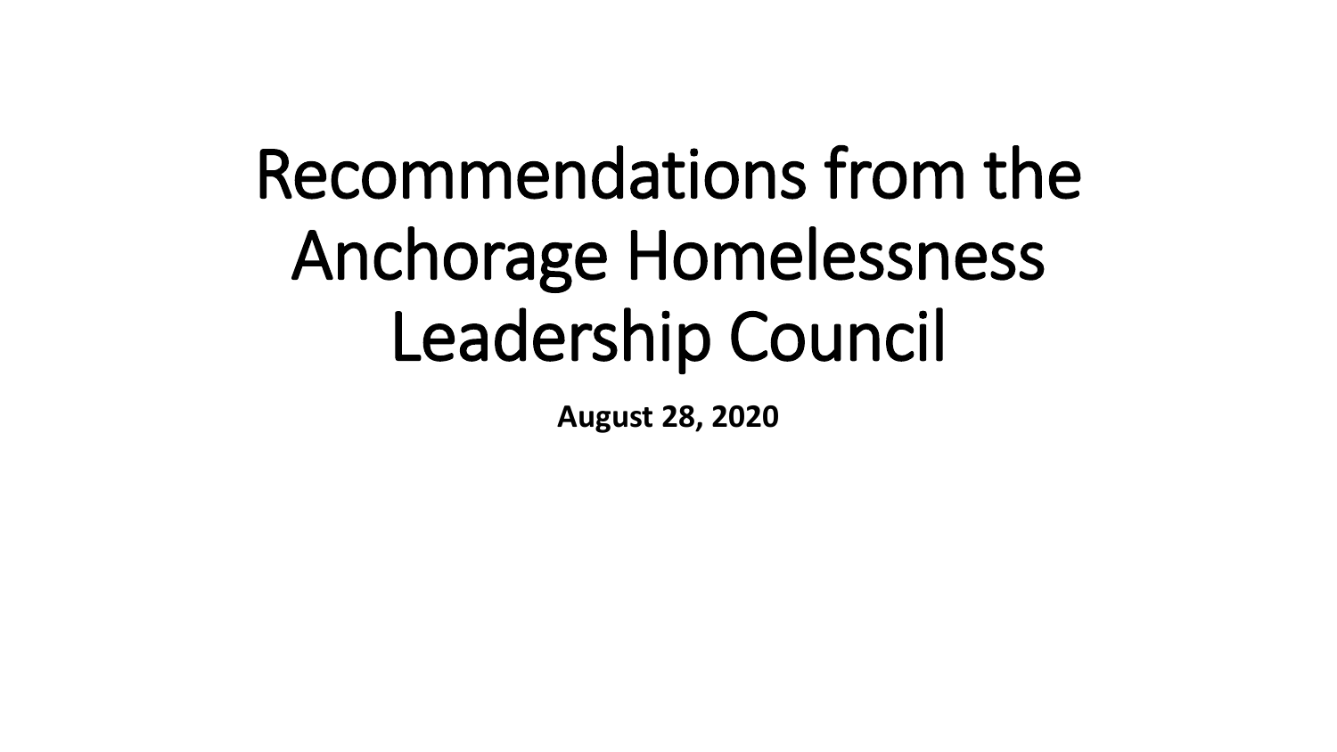# Recommendations from the Anchorage Homelessness Leadership Council

**August 28, 2020**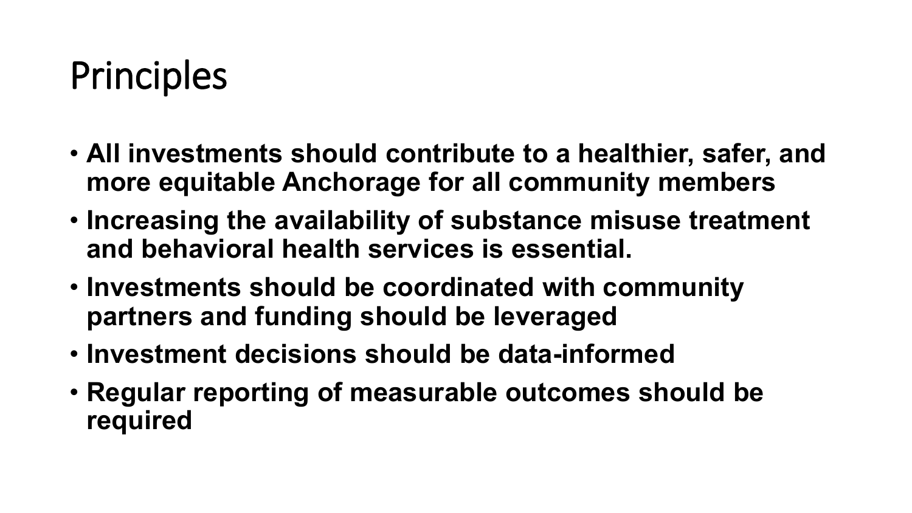# Principles

- **All investments should contribute to a healthier, safer, and more equitable Anchorage for all community members**
- **Increasing the availability of substance misuse treatment and behavioral health services is essential.**
- **Investments should be coordinated with community partners and funding should be leveraged**
- **Investment decisions should be data-informed**
- **Regular reporting of measurable outcomes should be required**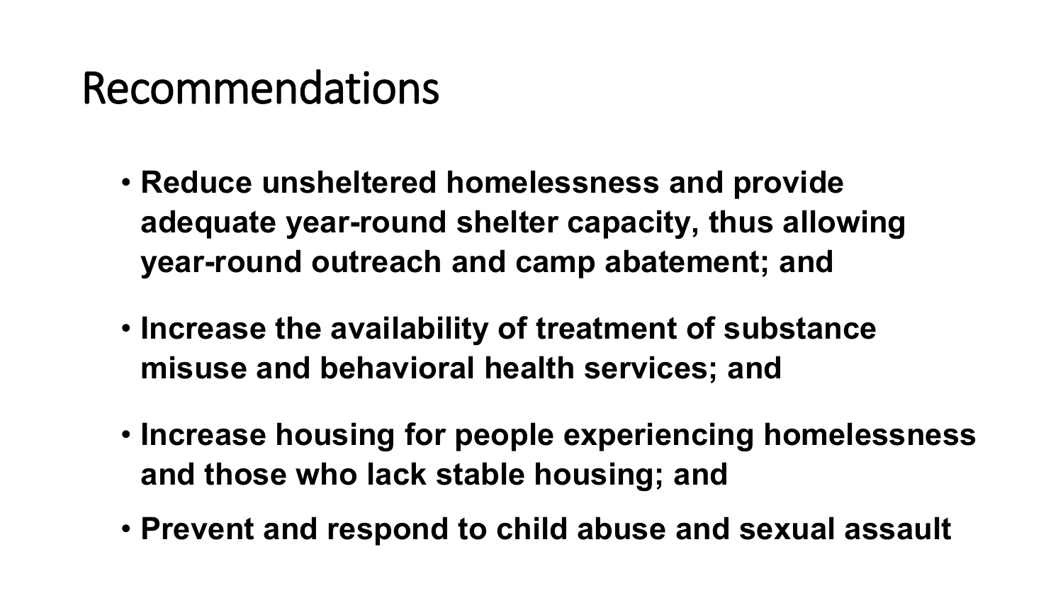# Recommendations

- **Reduce unsheltered homelessness and provide adequate year-round shelter capacity, thus allowing year-round outreach and camp abatement; and**
- **Increase the availability of treatment of substance misuse and behavioral health services; and**
- **Increase housing for people experiencing homelessness and those who lack stable housing; and**
- **Prevent and respond to child abuse and sexual assault**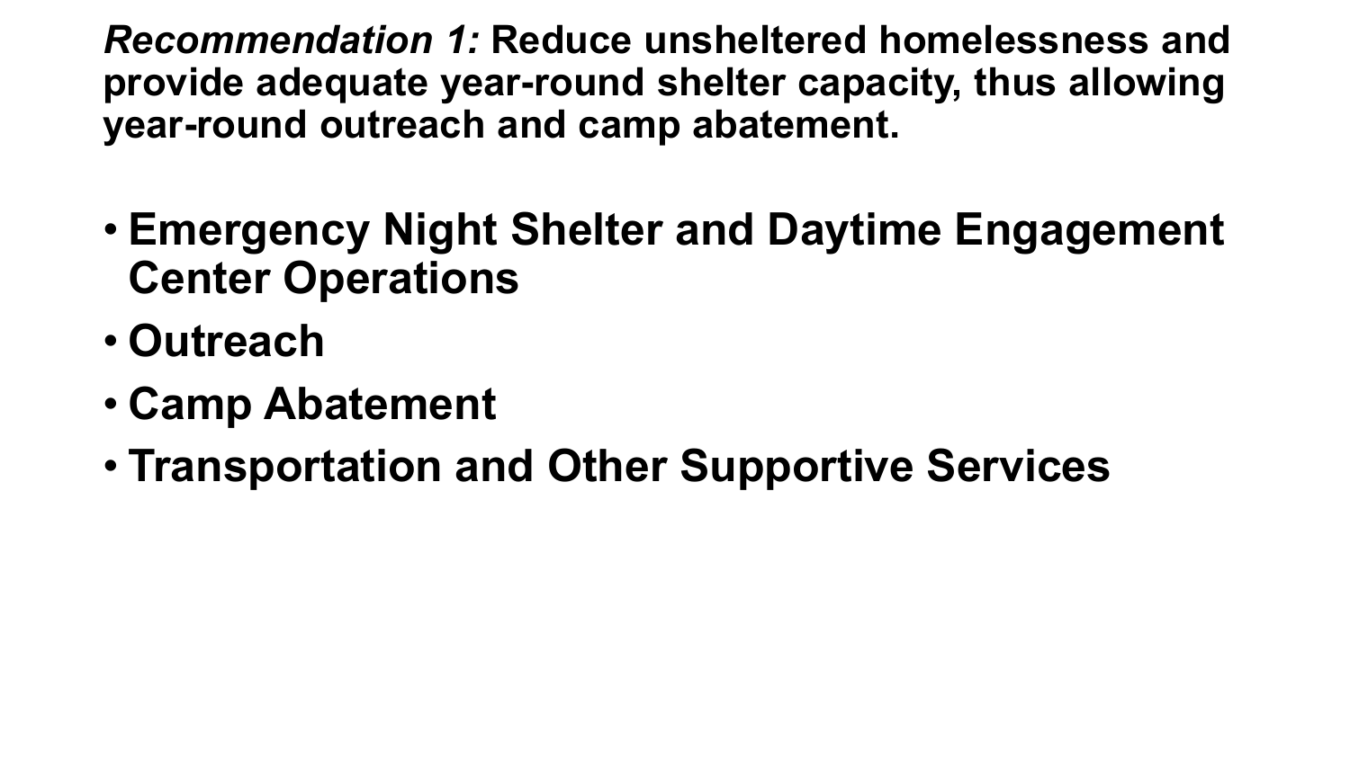***Recommendation 1:* Reduce unsheltered homelessness and provide adequate year-round shelter capacity, thus allowing year-round outreach and camp abatement.**

- **Emergency Night Shelter and Daytime Engagement Center Operations**
- **Outreach**
- **Camp Abatement**
- **Transportation and Other Supportive Services**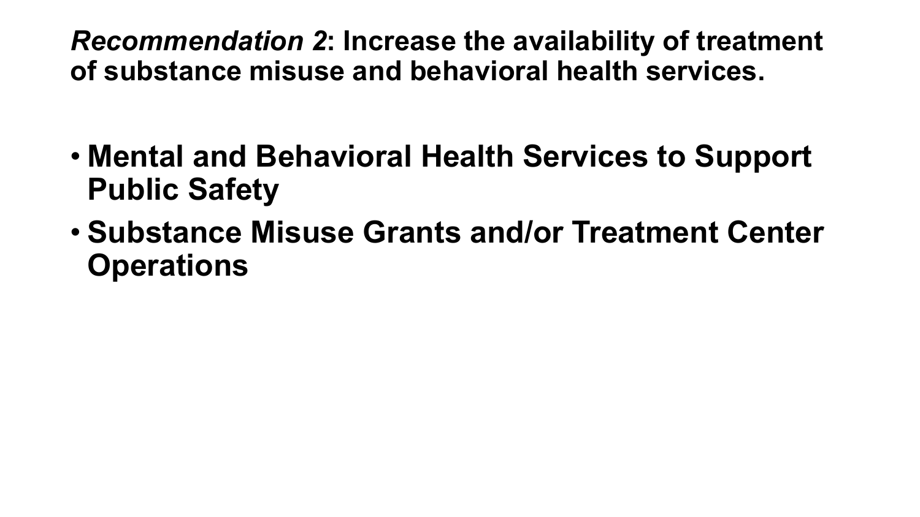***Recommendation 2*: Increase the availability of treatment of substance misuse and behavioral health services.**

- **Mental and Behavioral Health Services to Support Public Safety**
- **Substance Misuse Grants and/or Treatment Center Operations**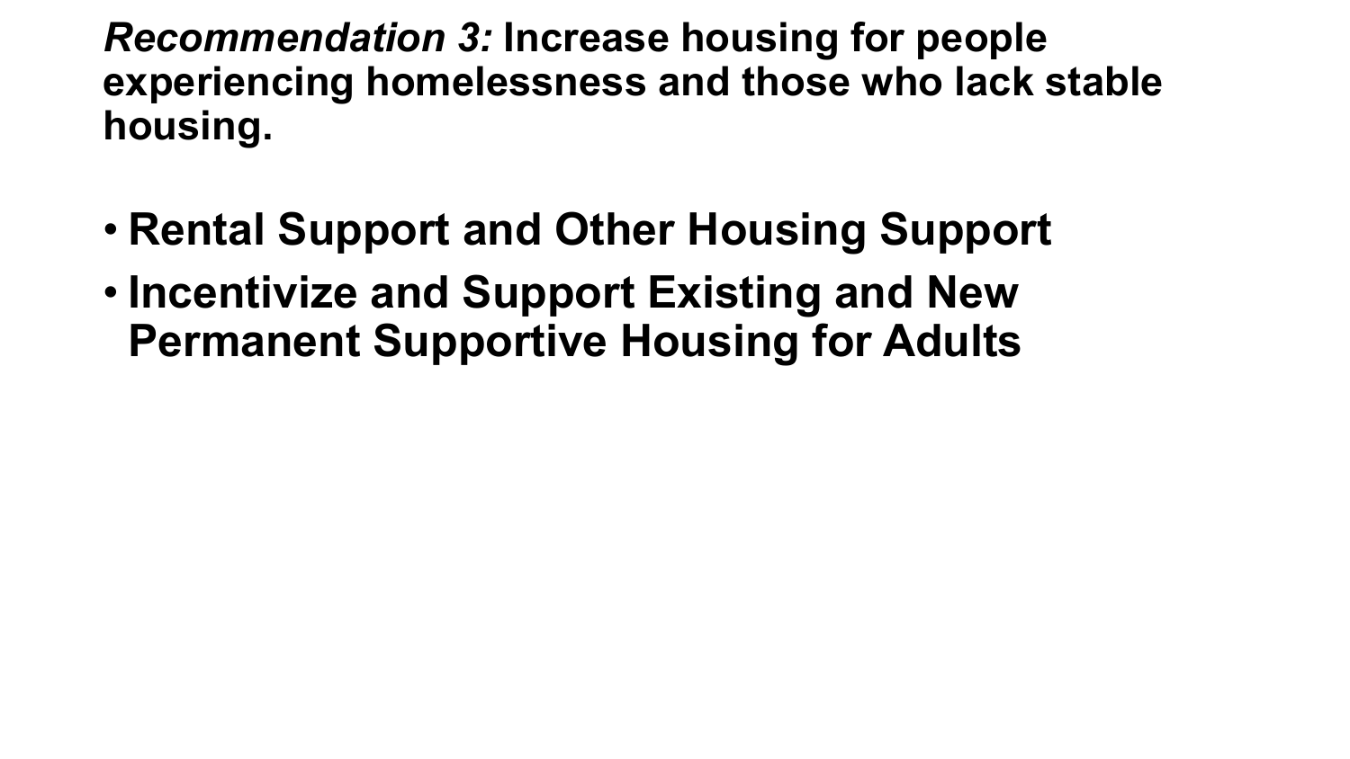***Recommendation 3:*** **Increase housing for people experiencing homelessness and those who lack stable housing.**

- **Rental Support and Other Housing Support**
- **Incentivize and Support Existing and New Permanent Supportive Housing for Adults**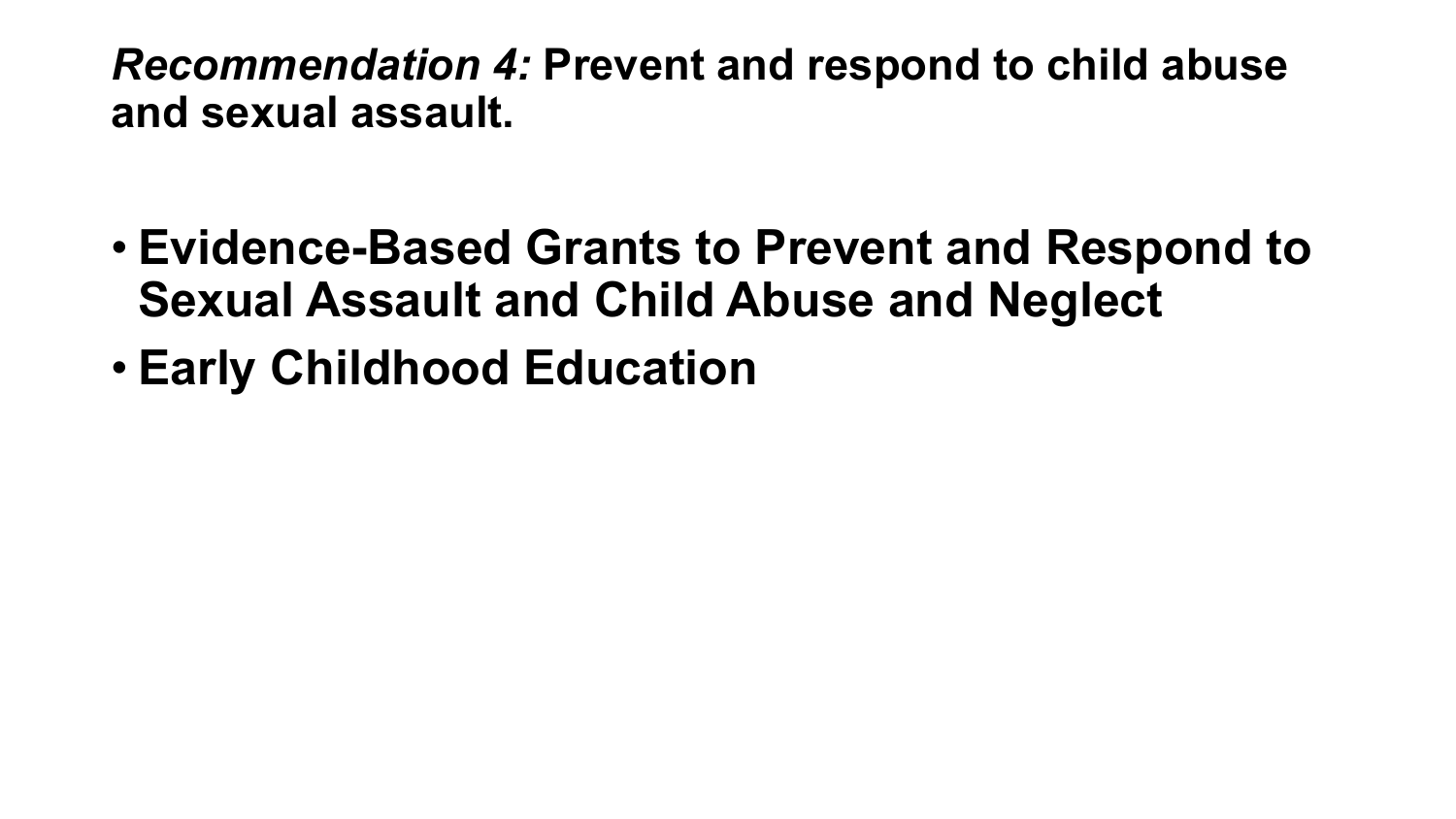***Recommendation 4:*** **Prevent and respond to child abuse and sexual assault.**

- **Evidence-Based Grants to Prevent and Respond to Sexual Assault and Child Abuse and Neglect**
- **Early Childhood Education**